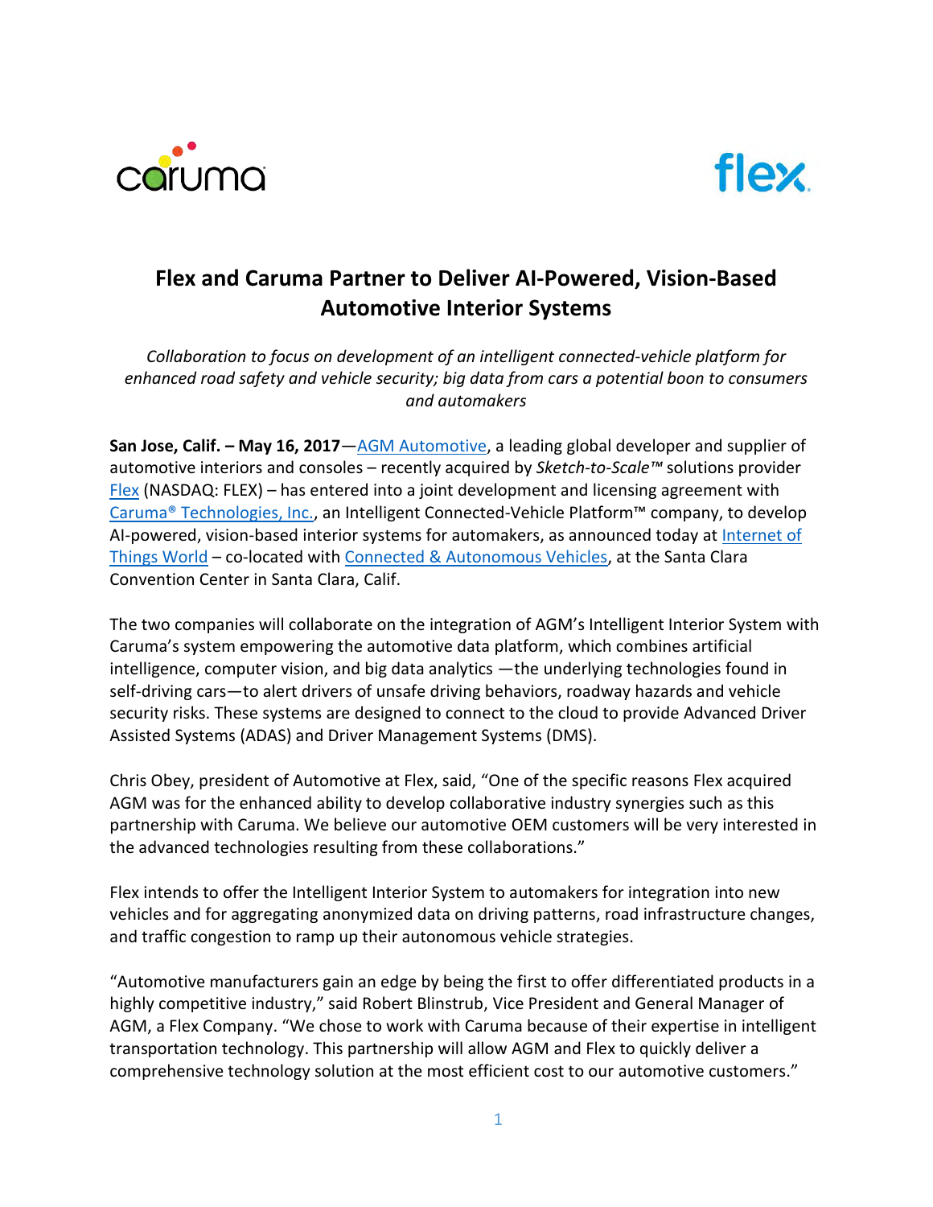# Flex and Caruma Partner to Deliver AI-Powered, Vision-Based Automotive Interior Systems

*Collaboration to focus on development of an intelligent connected-vehicle platform for enhanced road safety and vehicle security; big data from cars a potential boon to consumers and automakers*

**San Jose, Calif. – May 16, 2017**—AGM Automotive, a leading global developer and supplier of automotive interiors and consoles – recently acquired by *Sketch-to-Scale™* solutions provider Flex (NASDAQ: FLEX) – has entered into a joint development and licensing agreement with Caruma® Technologies, Inc., an Intelligent Connected-Vehicle Platform™ company, to develop AI-powered, vision-based interior systems for automakers, as announced today at Internet of Things World – co-located with Connected & Autonomous Vehicles, at the Santa Clara Convention Center in Santa Clara, Calif.

The two companies will collaborate on the integration of AGM's Intelligent Interior System with Caruma's system empowering the automotive data platform, which combines artificial intelligence, computer vision, and big data analytics —the underlying technologies found in self-driving cars—to alert drivers of unsafe driving behaviors, roadway hazards and vehicle security risks. These systems are designed to connect to the cloud to provide Advanced Driver Assisted Systems (ADAS) and Driver Management Systems (DMS).

Chris Obey, president of Automotive at Flex, said, "One of the specific reasons Flex acquired AGM was for the enhanced ability to develop collaborative industry synergies such as this partnership with Caruma. We believe our automotive OEM customers will be very interested in the advanced technologies resulting from these collaborations."

Flex intends to offer the Intelligent Interior System to automakers for integration into new vehicles and for aggregating anonymized data on driving patterns, road infrastructure changes, and traffic congestion to ramp up their autonomous vehicle strategies.

"Automotive manufacturers gain an edge by being the first to offer differentiated products in a highly competitive industry," said Robert Blinstrub, Vice President and General Manager of AGM, a Flex Company. "We chose to work with Caruma because of their expertise in intelligent transportation technology. This partnership will allow AGM and Flex to quickly deliver a comprehensive technology solution at the most efficient cost to our automotive customers."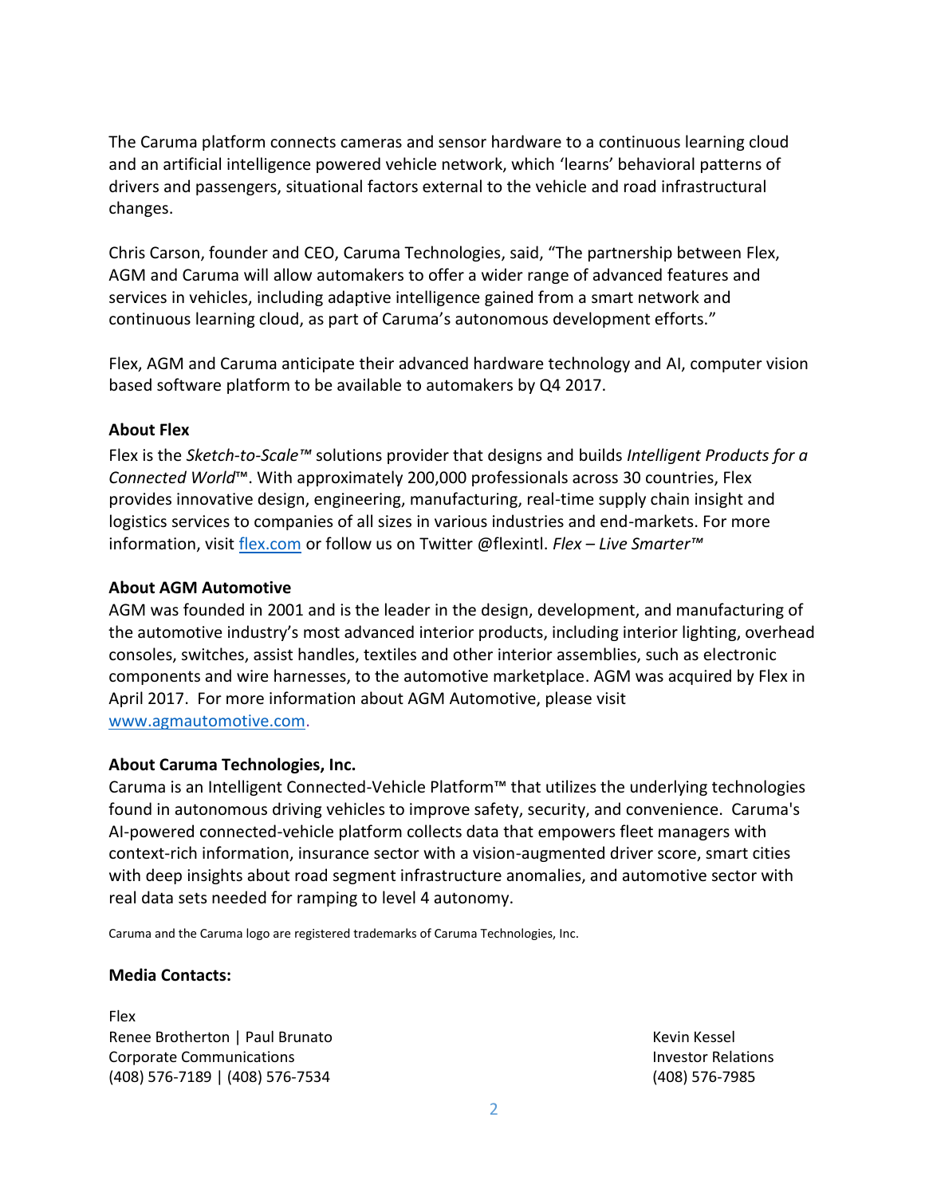The Caruma platform connects cameras and sensor hardware to a continuous learning cloud and an artificial intelligence powered vehicle network, which 'learns' behavioral patterns of drivers and passengers, situational factors external to the vehicle and road infrastructural changes.

Chris Carson, founder and CEO, Caruma Technologies, said, "The partnership between Flex, AGM and Caruma will allow automakers to offer a wider range of advanced features and services in vehicles, including adaptive intelligence gained from a smart network and continuous learning cloud, as part of Caruma's autonomous development efforts."

Flex, AGM and Caruma anticipate their advanced hardware technology and AI, computer vision based software platform to be available to automakers by Q4 2017.

**About Flex**

Flex is the *Sketch-to-Scale™* solutions provider that designs and builds *Intelligent Products for a Connected World*™. With approximately 200,000 professionals across 30 countries, Flex provides innovative design, engineering, manufacturing, real-time supply chain insight and logistics services to companies of all sizes in various industries and end-markets. For more information, visit [flex.com](flex.com) or follow us on Twitter @flexintl. *Flex – Live Smarter™*

**About AGM Automotive**

AGM was founded in 2001 and is the leader in the design, development, and manufacturing of the automotive industry's most advanced interior products, including interior lighting, overhead consoles, switches, assist handles, textiles and other interior assemblies, such as electronic components and wire harnesses, to the automotive marketplace. AGM was acquired by Flex in April 2017. For more information about AGM Automotive, please visit [www.agmautomotive.com](www.agmautomotive.com).

**About Caruma Technologies, Inc.**

Caruma is an Intelligent Connected-Vehicle Platform™ that utilizes the underlying technologies found in autonomous driving vehicles to improve safety, security, and convenience. Caruma's AI-powered connected-vehicle platform collects data that empowers fleet managers with context-rich information, insurance sector with a vision-augmented driver score, smart cities with deep insights about road segment infrastructure anomalies, and automotive sector with real data sets needed for ramping to level 4 autonomy.

Caruma and the Caruma logo are registered trademarks of Caruma Technologies, Inc.

**Media Contacts:**

Flex
Renee Brotherton | Paul Brunato
Corporate Communications
(408) 576-7189 | (408) 576-7534

Kevin Kessel
Investor Relations
(408) 576-7985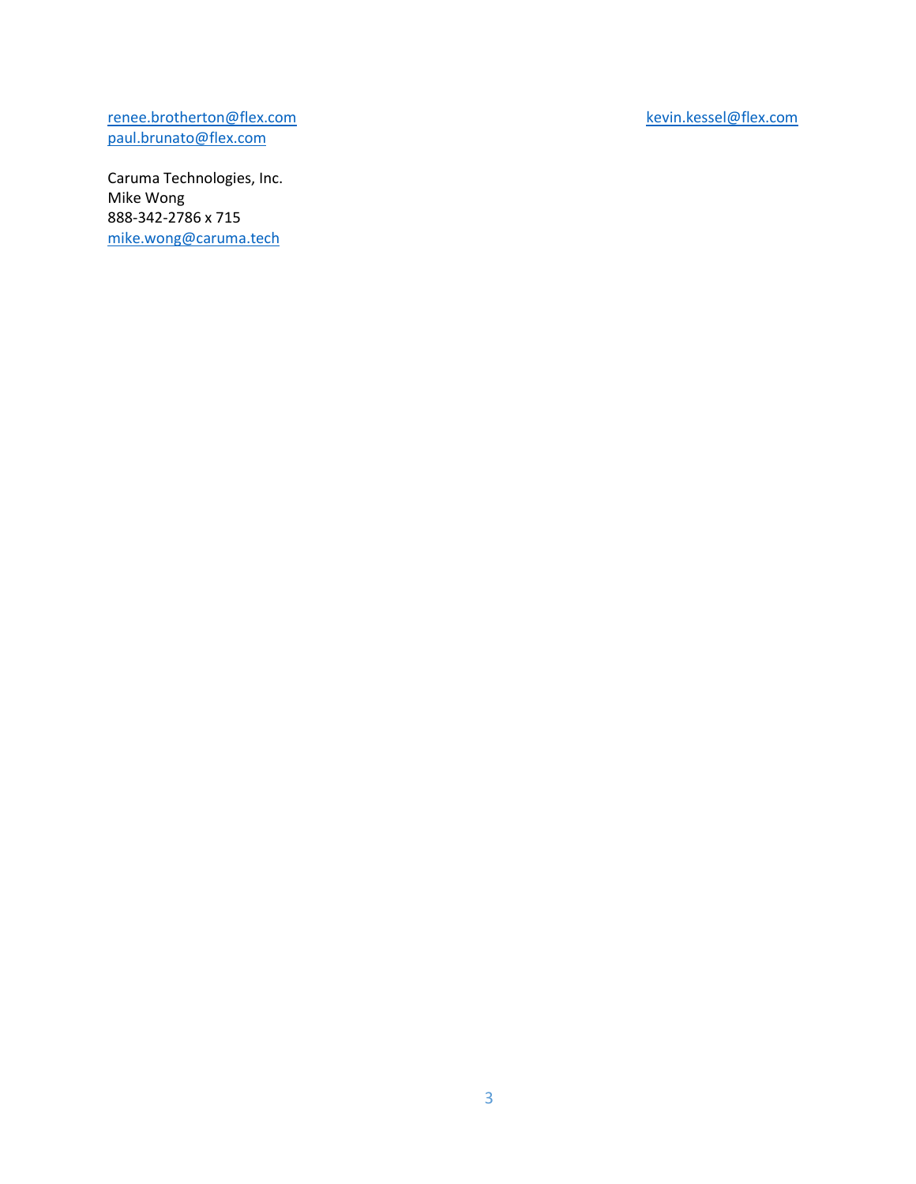renee.brotherton@flex.com
paul.brunato@flex.com

kevin.kessel@flex.com

Caruma Technologies, Inc.
Mike Wong
888-342-2786 x 715
mike.wong@caruma.tech